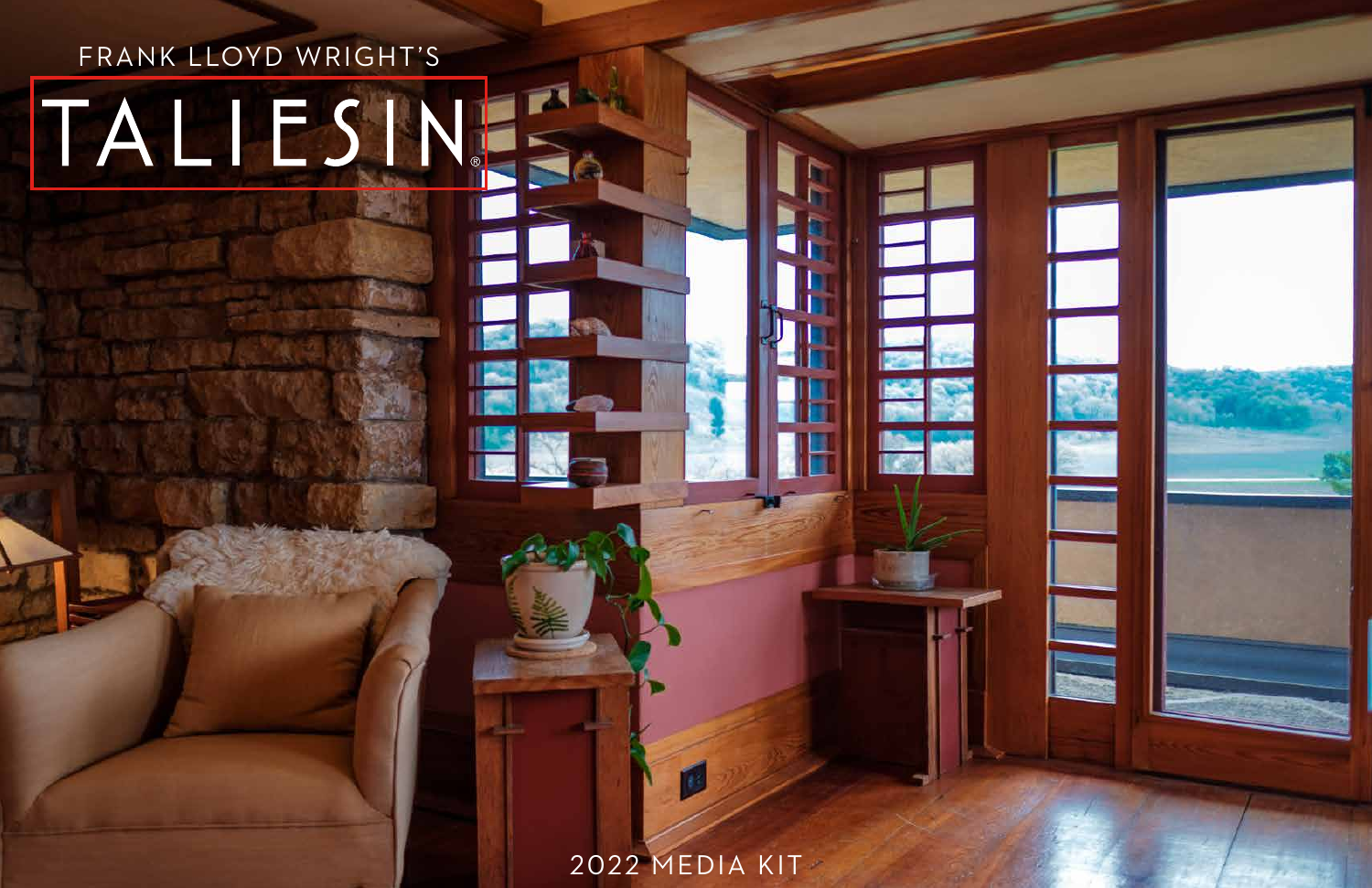FRANK LLOYD WRIGHT'S

# TALIESIN®

2022 MEDIA KIT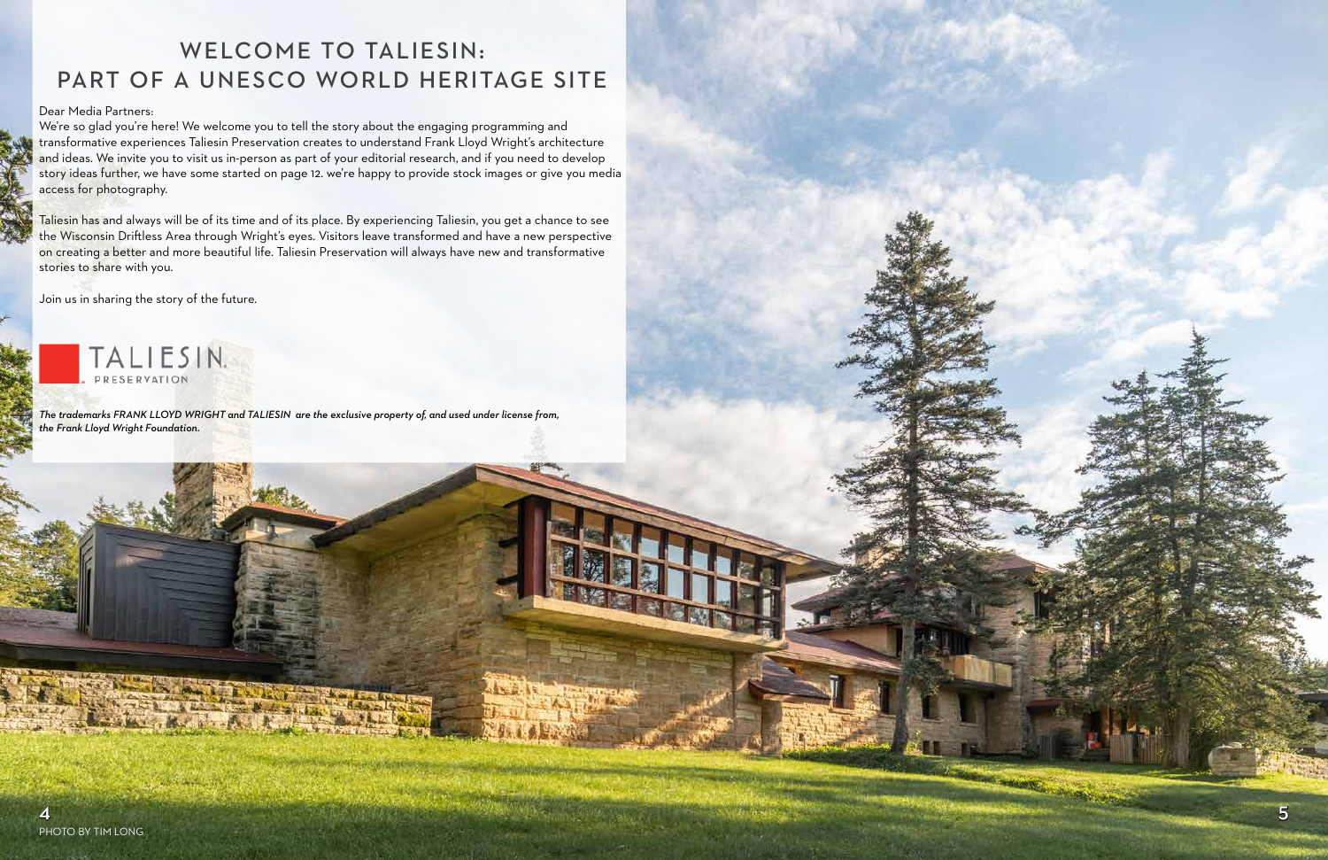# WELCOME TO TALIESIN: PART OF A UNESCO WORLD HERITAGE SITE

Dear Media Partners:

We're so glad you're here! We welcome you to tell the story about the engaging programming and transformative experiences Taliesin Preservation creates to understand Frank Lloyd Wright's architecture and ideas. We invite you to visit us in-person as part of your editorial research, and if you need to develop story ideas further, we have some started on page 12. we're happy to provide stock images or give you media access for photography.

Taliesin has and always will be of its time and of its place. By experiencing Taliesin, you get a chance to see the Wisconsin Driftless Area through Wright's eyes. Visitors leave transformed and have a new perspective on creating a better and more beautiful life. Taliesin Preservation will always have new and transformative stories to share with you.

Join us in sharing the story of the future.

TALIESIN. PRESERVATION

***The trademarks FRANK LLOYD WRIGHT and TALIESIN are the exclusive property of, and used under license from, the Frank Lloyd Wright Foundation.***

PHOTO BY TIM LONG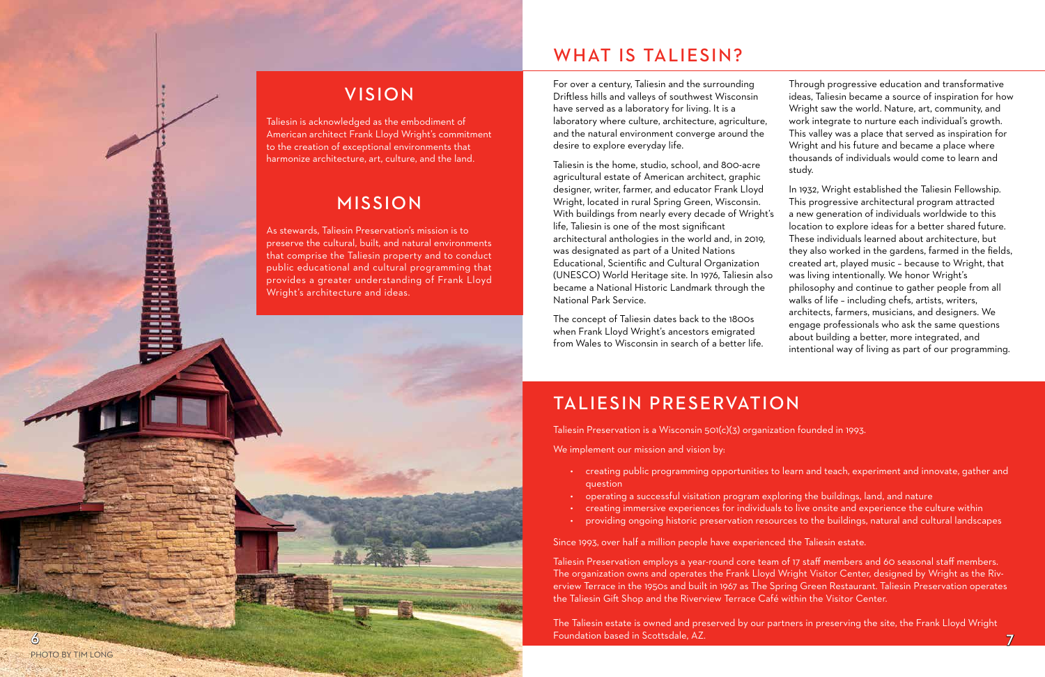## VISION

Taliesin is acknowledged as the embodiment of American architect Frank Lloyd Wright's commitment to the creation of exceptional environments that harmonize architecture, art, culture, and the land.

## MISSION

As stewards, Taliesin Preservation's mission is to preserve the cultural, built, and natural environments that comprise the Taliesin property and to conduct public educational and cultural programming that provides a greater understanding of Frank Lloyd Wright's architecture and ideas.

PHOTO BY TIM LONG

# WHAT IS TALIESIN?

For over a century, Taliesin and the surrounding Driftless hills and valleys of southwest Wisconsin have served as a laboratory for living. It is a laboratory where culture, architecture, agriculture, and the natural environment converge around the desire to explore everyday life.

Taliesin is the home, studio, school, and 800-acre agricultural estate of American architect, graphic designer, writer, farmer, and educator Frank Lloyd Wright, located in rural Spring Green, Wisconsin. With buildings from nearly every decade of Wright's life, Taliesin is one of the most significant architectural anthologies in the world and, in 2019, was designated as part of a United Nations Educational, Scientific and Cultural Organization (UNESCO) World Heritage site. In 1976, Taliesin also became a National Historic Landmark through the National Park Service.

The concept of Taliesin dates back to the 1800s when Frank Lloyd Wright's ancestors emigrated from Wales to Wisconsin in search of a better life.

Through progressive education and transformative ideas, Taliesin became a source of inspiration for how Wright saw the world. Nature, art, community, and work integrate to nurture each individual's growth. This valley was a place that served as inspiration for Wright and his future and became a place where thousands of individuals would come to learn and study.

In 1932, Wright established the Taliesin Fellowship. This progressive architectural program attracted a new generation of individuals worldwide to this location to explore ideas for a better shared future. These individuals learned about architecture, but they also worked in the gardens, farmed in the fields, created art, played music – because to Wright, that was living intentionally. We honor Wright's philosophy and continue to gather people from all walks of life – including chefs, artists, writers, architects, farmers, musicians, and designers. We engage professionals who ask the same questions about building a better, more integrated, and intentional way of living as part of our programming.

# TALIESIN PRESERVATION

Taliesin Preservation is a Wisconsin 501(c)(3) organization founded in 1993.

We implement our mission and vision by:

- creating public programming opportunities to learn and teach, experiment and innovate, gather and question
- operating a successful visitation program exploring the buildings, land, and nature
- creating immersive experiences for individuals to live onsite and experience the culture within
- providing ongoing historic preservation resources to the buildings, natural and cultural landscapes

Since 1993, over half a million people have experienced the Taliesin estate.

Taliesin Preservation employs a year-round core team of 17 staff members and 60 seasonal staff members. The organization owns and operates the Frank Lloyd Wright Visitor Center, designed by Wright as the Riverview Terrace in the 1950s and built in 1967 as The Spring Green Restaurant. Taliesin Preservation operates the Taliesin Gift Shop and the Riverview Terrace Café within the Visitor Center.

The Taliesin estate is owned and preserved by our partners in preserving the site, the Frank Lloyd Wright Foundation based in Scottsdale, AZ.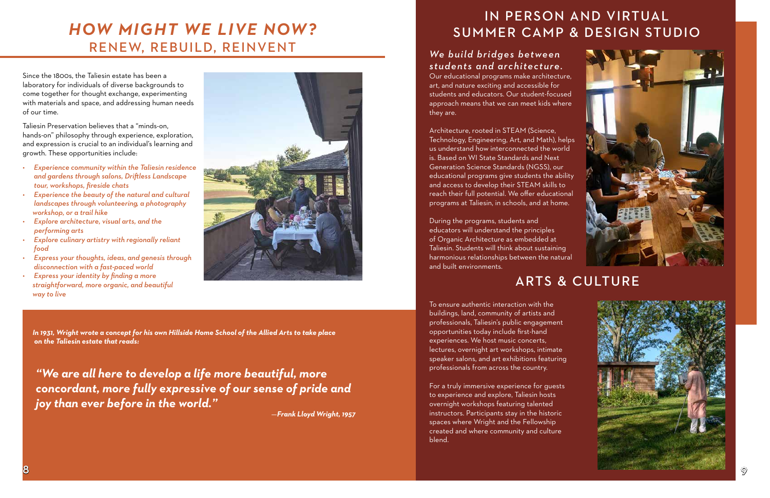# *HOW MIGHT WE LIVE NOW?*
## RENEW, REBUILD, REINVENT

Since the 1800s, the Taliesin estate has been a laboratory for individuals of diverse backgrounds to come together for thought exchange, experimenting with materials and space, and addressing human needs of our time.

Taliesin Preservation believes that a "minds-on, hands-on" philosophy through experience, exploration, and expression is crucial to an individual's learning and growth. These opportunities include:

- *Experience community within the Taliesin residence and gardens through salons, Driftless Landscape tour, workshops, fireside chats*
- *Experience the beauty of the natural and cultural landscapes through volunteering, a photography workshop, or a trail hike*
- *Explore architecture, visual arts, and the performing arts*
- *Explore culinary artistry with regionally reliant food*
- *Express your thoughts, ideas, and genesis through disconnection with a fast-paced world*
- *Express your identity by finding a more straightforward, more organic, and beautiful way to live*

***In 1931, Wright wrote a concept for his own Hillside Home School of the Allied Arts to take place on the Taliesin estate that reads:***

> ***"We are all here to develop a life more beautiful, more concordant, more fully expressive of our sense of pride and joy than ever before in the world."***
>
> ***—Frank Lloyd Wright, 1957***

# IN PERSON AND VIRTUAL SUMMER CAMP & DESIGN STUDIO

### *We build bridges between students and architecture.*

Our educational programs make architecture, art, and nature exciting and accessible for students and educators. Our student-focused approach means that we can meet kids where they are.

Architecture, rooted in STEAM (Science, Technology, Engineering, Art, and Math), helps us understand how interconnected the world is. Based on WI State Standards and Next Generation Science Standards (NGSS), our educational programs give students the ability and access to develop their STEAM skills to reach their full potential. We offer educational programs at Taliesin, in schools, and at home.

During the programs, students and educators will understand the principles of Organic Architecture as embedded at Taliesin. Students will think about sustaining harmonious relationships between the natural and built environments.

# ARTS & CULTURE

To ensure authentic interaction with the buildings, land, community of artists and professionals, Taliesin's public engagement opportunities today include first-hand experiences. We host music concerts, lectures, overnight art workshops, intimate speaker salons, and art exhibitions featuring professionals from across the country.

For a truly immersive experience for guests to experience and explore, Taliesin hosts overnight workshops featuring talented instructors. Participants stay in the historic spaces where Wright and the Fellowship created and where community and culture blend.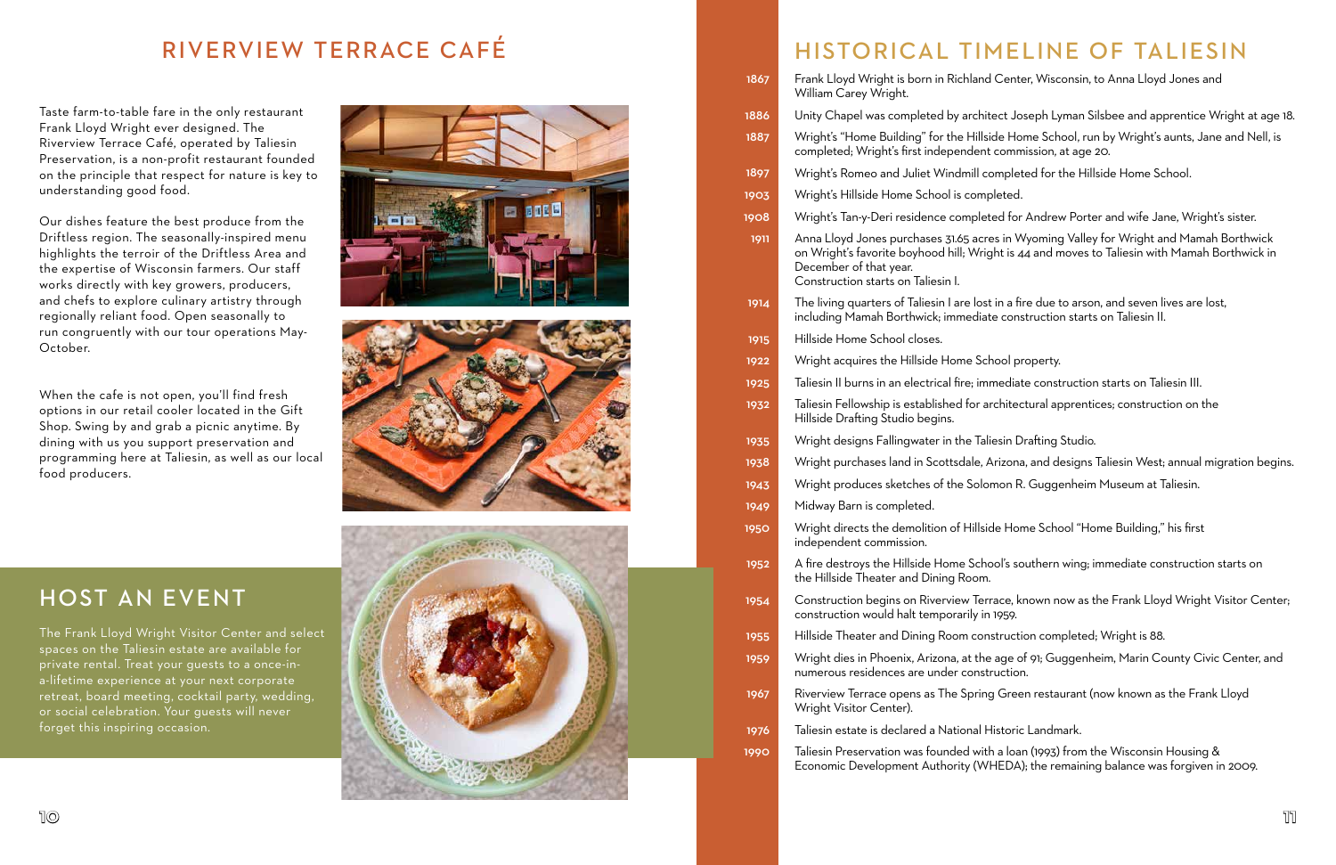## RIVERVIEW TERRACE CAFÉ

Taste farm-to-table fare in the only restaurant Frank Lloyd Wright ever designed. The Riverview Terrace Café, operated by Taliesin Preservation, is a non-profit restaurant founded on the principle that respect for nature is key to understanding good food.

Our dishes feature the best produce from the Driftless region. The seasonally-inspired menu highlights the terroir of the Driftless Area and the expertise of Wisconsin farmers. Our staff works directly with key growers, producers, and chefs to explore culinary artistry through regionally reliant food. Open seasonally to run congruently with our tour operations May-October.

When the cafe is not open, you'll find fresh options in our retail cooler located in the Gift Shop. Swing by and grab a picnic anytime. By dining with us you support preservation and programming here at Taliesin, as well as our local food producers.

## HOST AN EVENT

The Frank Lloyd Wright Visitor Center and select spaces on the Taliesin estate are available for private rental. Treat your guests to a once-in-a-lifetime experience at your next corporate retreat, board meeting, cocktail party, wedding, or social celebration. Your guests will never forget this inspiring occasion.

## HISTORICAL TIMELINE OF TALIESIN

| | |
|---|---|
| 1867 | Frank Lloyd Wright is born in Richland Center, Wisconsin, to Anna Lloyd Jones and William Carey Wright. |
| 1886 | Unity Chapel was completed by architect Joseph Lyman Silsbee and apprentice Wright at age 18. |
| 1887 | Wright's "Home Building" for the Hillside Home School, run by Wright's aunts, Jane and Nell, is completed; Wright's first independent commission, at age 20. |
| 1897 | Wright's Romeo and Juliet Windmill completed for the Hillside Home School. |
| 1903 | Wright's Hillside Home School is completed. |
| 1908 | Wright's Tan-y-Deri residence completed for Andrew Porter and wife Jane, Wright's sister. |
| 1911 | Anna Lloyd Jones purchases 31.65 acres in Wyoming Valley for Wright and Mamah Borthwick on Wright's favorite boyhood hill; Wright is 44 and moves to Taliesin with Mamah Borthwick in December of that year. Construction starts on Taliesin I. |
| 1914 | The living quarters of Taliesin I are lost in a fire due to arson, and seven lives are lost, including Mamah Borthwick; immediate construction starts on Taliesin II. |
| 1915 | Hillside Home School closes. |
| 1922 | Wright acquires the Hillside Home School property. |
| 1925 | Taliesin II burns in an electrical fire; immediate construction starts on Taliesin III. |
| 1932 | Taliesin Fellowship is established for architectural apprentices; construction on the Hillside Drafting Studio begins. |
| 1935 | Wright designs Fallingwater in the Taliesin Drafting Studio. |
| 1938 | Wright purchases land in Scottsdale, Arizona, and designs Taliesin West; annual migration begins. |
| 1943 | Wright produces sketches of the Solomon R. Guggenheim Museum at Taliesin. |
| 1949 | Midway Barn is completed. |
| 1950 | Wright directs the demolition of Hillside Home School "Home Building," his first independent commission. |
| 1952 | A fire destroys the Hillside Home School's southern wing; immediate construction starts on the Hillside Theater and Dining Room. |
| 1954 | Construction begins on Riverview Terrace, known now as the Frank Lloyd Wright Visitor Center; construction would halt temporarily in 1959. |
| 1955 | Hillside Theater and Dining Room construction completed; Wright is 88. |
| 1959 | Wright dies in Phoenix, Arizona, at the age of 91; Guggenheim, Marin County Civic Center, and numerous residences are under construction. |
| 1967 | Riverview Terrace opens as The Spring Green restaurant (now known as the Frank Lloyd Wright Visitor Center). |
| 1976 | Taliesin estate is declared a National Historic Landmark. |
| 1990 | Taliesin Preservation was founded with a loan (1993) from the Wisconsin Housing & Economic Development Authority (WHEDA); the remaining balance was forgiven in 2009. |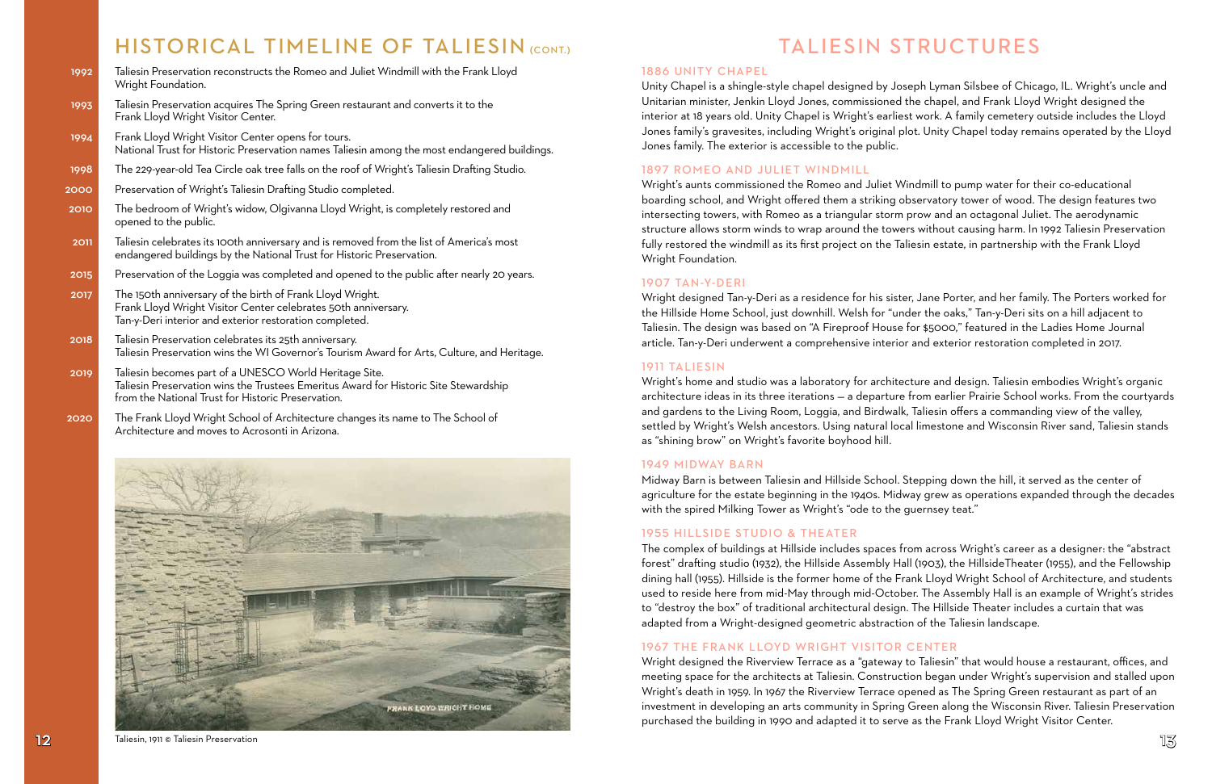## HISTORICAL TIMELINE OF TALIESIN (CONT.)

**1992** Taliesin Preservation reconstructs the Romeo and Juliet Windmill with the Frank Lloyd Wright Foundation.

**1993** Taliesin Preservation acquires The Spring Green restaurant and converts it to the Frank Lloyd Wright Visitor Center.

**1994** Frank Lloyd Wright Visitor Center opens for tours.
National Trust for Historic Preservation names Taliesin among the most endangered buildings.

**1998** The 229-year-old Tea Circle oak tree falls on the roof of Wright's Taliesin Drafting Studio.

**2000** Preservation of Wright's Taliesin Drafting Studio completed.

**2010** The bedroom of Wright's widow, Olgivanna Lloyd Wright, is completely restored and opened to the public.

**2011** Taliesin celebrates its 100th anniversary and is removed from the list of America's most endangered buildings by the National Trust for Historic Preservation.

**2015** Preservation of the Loggia was completed and opened to the public after nearly 20 years.

**2017** The 150th anniversary of the birth of Frank Lloyd Wright.
Frank Lloyd Wright Visitor Center celebrates 50th anniversary.
Tan-y-Deri interior and exterior restoration completed.

**2018** Taliesin Preservation celebrates its 25th anniversary.
Taliesin Preservation wins the WI Governor's Tourism Award for Arts, Culture, and Heritage.

**2019** Taliesin becomes part of a UNESCO World Heritage Site.
Taliesin Preservation wins the Trustees Emeritus Award for Historic Site Stewardship from the National Trust for Historic Preservation.

**2020** The Frank Lloyd Wright School of Architecture changes its name to The School of Architecture and moves to Acrosonti in Arizona.

Taliesin, 1911 © Taliesin Preservation

## TALIESIN STRUCTURES

### 1886 UNITY CHAPEL

Unity Chapel is a shingle-style chapel designed by Joseph Lyman Silsbee of Chicago, IL. Wright's uncle and Unitarian minister, Jenkin Lloyd Jones, commissioned the chapel, and Frank Lloyd Wright designed the interior at 18 years old. Unity Chapel is Wright's earliest work. A family cemetery outside includes the Lloyd Jones family's gravesites, including Wright's original plot. Unity Chapel today remains operated by the Lloyd Jones family. The exterior is accessible to the public.

### 1897 ROMEO AND JULIET WINDMILL

Wright's aunts commissioned the Romeo and Juliet Windmill to pump water for their co-educational boarding school, and Wright offered them a striking observatory tower of wood. The design features two intersecting towers, with Romeo as a triangular storm prow and an octagonal Juliet. The aerodynamic structure allows storm winds to wrap around the towers without causing harm. In 1992 Taliesin Preservation fully restored the windmill as its first project on the Taliesin estate, in partnership with the Frank Lloyd Wright Foundation.

### 1907 TAN-Y-DERI

Wright designed Tan-y-Deri as a residence for his sister, Jane Porter, and her family. The Porters worked for the Hillside Home School, just downhill. Welsh for "under the oaks," Tan-y-Deri sits on a hill adjacent to Taliesin. The design was based on "A Fireproof House for $5000," featured in the Ladies Home Journal article. Tan-y-Deri underwent a comprehensive interior and exterior restoration completed in 2017.

### 1911 TALIESIN

Wright's home and studio was a laboratory for architecture and design. Taliesin embodies Wright's organic architecture ideas in its three iterations — a departure from earlier Prairie School works. From the courtyards and gardens to the Living Room, Loggia, and Birdwalk, Taliesin offers a commanding view of the valley, settled by Wright's Welsh ancestors. Using natural local limestone and Wisconsin River sand, Taliesin stands as "shining brow" on Wright's favorite boyhood hill.

### 1949 MIDWAY BARN

Midway Barn is between Taliesin and Hillside School. Stepping down the hill, it served as the center of agriculture for the estate beginning in the 1940s. Midway grew as operations expanded through the decades with the spired Milking Tower as Wright's "ode to the guernsey teat."

### 1955 HILLSIDE STUDIO & THEATER

The complex of buildings at Hillside includes spaces from across Wright's career as a designer: the "abstract forest" drafting studio (1932), the Hillside Assembly Hall (1903), the HillsideTheater (1955), and the Fellowship dining hall (1955). Hillside is the former home of the Frank Lloyd Wright School of Architecture, and students used to reside here from mid-May through mid-October. The Assembly Hall is an example of Wright's strides to "destroy the box" of traditional architectural design. The Hillside Theater includes a curtain that was adapted from a Wright-designed geometric abstraction of the Taliesin landscape.

### 1967 THE FRANK LLOYD WRIGHT VISITOR CENTER

Wright designed the Riverview Terrace as a "gateway to Taliesin" that would house a restaurant, offices, and meeting space for the architects at Taliesin. Construction began under Wright's supervision and stalled upon Wright's death in 1959. In 1967 the Riverview Terrace opened as The Spring Green restaurant as part of an investment in developing an arts community in Spring Green along the Wisconsin River. Taliesin Preservation purchased the building in 1990 and adapted it to serve as the Frank Lloyd Wright Visitor Center.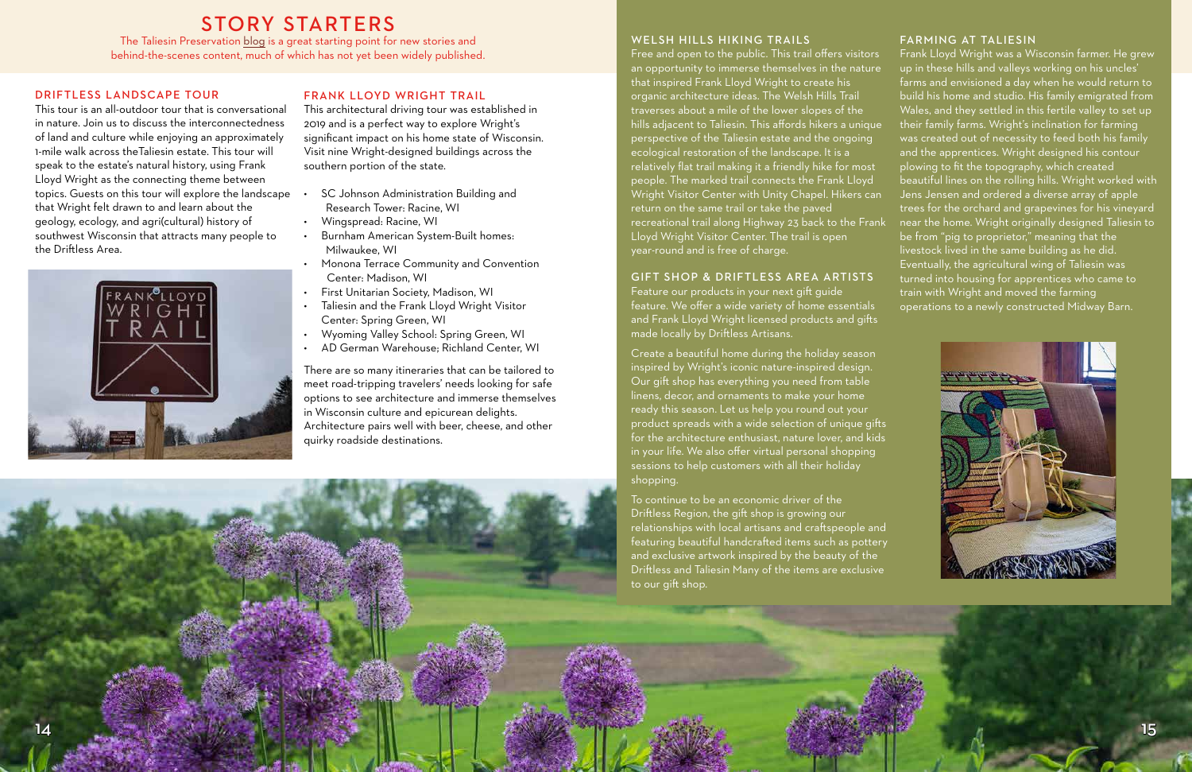# STORY STARTERS

The Taliesin Preservation blog is a great starting point for new stories and behind-the-scenes content, much of which has not yet been widely published.

## DRIFTLESS LANDSCAPE TOUR

This tour is an all-outdoor tour that is conversational in nature. Join us to discuss the interconnectedness of land and culture while enjoying an approximately 1-mile walk across theTaliesin estate. This tour will speak to the estate's natural history, using Frank Lloyd Wright as the connecting theme between topics. Guests on this tour will explore the landscape that Wright felt drawn to and learn about the geology, ecology, and agri(cultural) history of southwest Wisconsin that attracts many people to the Driftless Area.

## FRANK LLOYD WRIGHT TRAIL

This architectural driving tour was established in 2019 and is a perfect way to explore Wright's significant impact on his home state of Wisconsin. Visit nine Wright-designed buildings across the southern portion of the state.

- SC Johnson Administration Building and Research Tower: Racine, WI
- Wingspread: Racine, WI
- Burnham American System-Built homes: Milwaukee, WI
- Monona Terrace Community and Convention Center: Madison, WI
- First Unitarian Society, Madison, WI
- Taliesin and the Frank Lloyd Wright Visitor Center: Spring Green, WI
- Wyoming Valley School: Spring Green, WI
- AD German Warehouse; Richland Center, WI

There are so many itineraries that can be tailored to meet road-tripping travelers' needs looking for safe options to see architecture and immerse themselves in Wisconsin culture and epicurean delights. Architecture pairs well with beer, cheese, and other quirky roadside destinations.

## WELSH HILLS HIKING TRAILS

Free and open to the public. This trail offers visitors an opportunity to immerse themselves in the nature that inspired Frank Lloyd Wright to create his organic architecture ideas. The Welsh Hills Trail traverses about a mile of the lower slopes of the hills adjacent to Taliesin. This affords hikers a unique perspective of the Taliesin estate and the ongoing ecological restoration of the landscape. It is a relatively flat trail making it a friendly hike for most people. The marked trail connects the Frank Lloyd Wright Visitor Center with Unity Chapel. Hikers can return on the same trail or take the paved recreational trail along Highway 23 back to the Frank Lloyd Wright Visitor Center. The trail is open year-round and is free of charge.

## GIFT SHOP & DRIFTLESS AREA ARTISTS

Feature our products in your next gift guide feature. We offer a wide variety of home essentials and Frank Lloyd Wright licensed products and gifts made locally by Driftless Artisans.

Create a beautiful home during the holiday season inspired by Wright's iconic nature-inspired design. Our gift shop has everything you need from table linens, decor, and ornaments to make your home ready this season. Let us help you round out your product spreads with a wide selection of unique gifts for the architecture enthusiast, nature lover, and kids in your life. We also offer virtual personal shopping sessions to help customers with all their holiday shopping.

To continue to be an economic driver of the Driftless Region, the gift shop is growing our relationships with local artisans and craftspeople and featuring beautiful handcrafted items such as pottery and exclusive artwork inspired by the beauty of the Driftless and Taliesin Many of the items are exclusive to our gift shop.

## FARMING AT TALIESIN

Frank Lloyd Wright was a Wisconsin farmer. He grew up in these hills and valleys working on his uncles' farms and envisioned a day when he would return to build his home and studio. His family emigrated from Wales, and they settled in this fertile valley to set up their family farms. Wright's inclination for farming was created out of necessity to feed both his family and the apprentices. Wright designed his contour plowing to fit the topography, which created beautiful lines on the rolling hills. Wright worked with Jens Jensen and ordered a diverse array of apple trees for the orchard and grapevines for his vineyard near the home. Wright originally designed Taliesin to be from "pig to proprietor," meaning that the livestock lived in the same building as he did. Eventually, the agricultural wing of Taliesin was turned into housing for apprentices who came to train with Wright and moved the farming operations to a newly constructed Midway Barn.